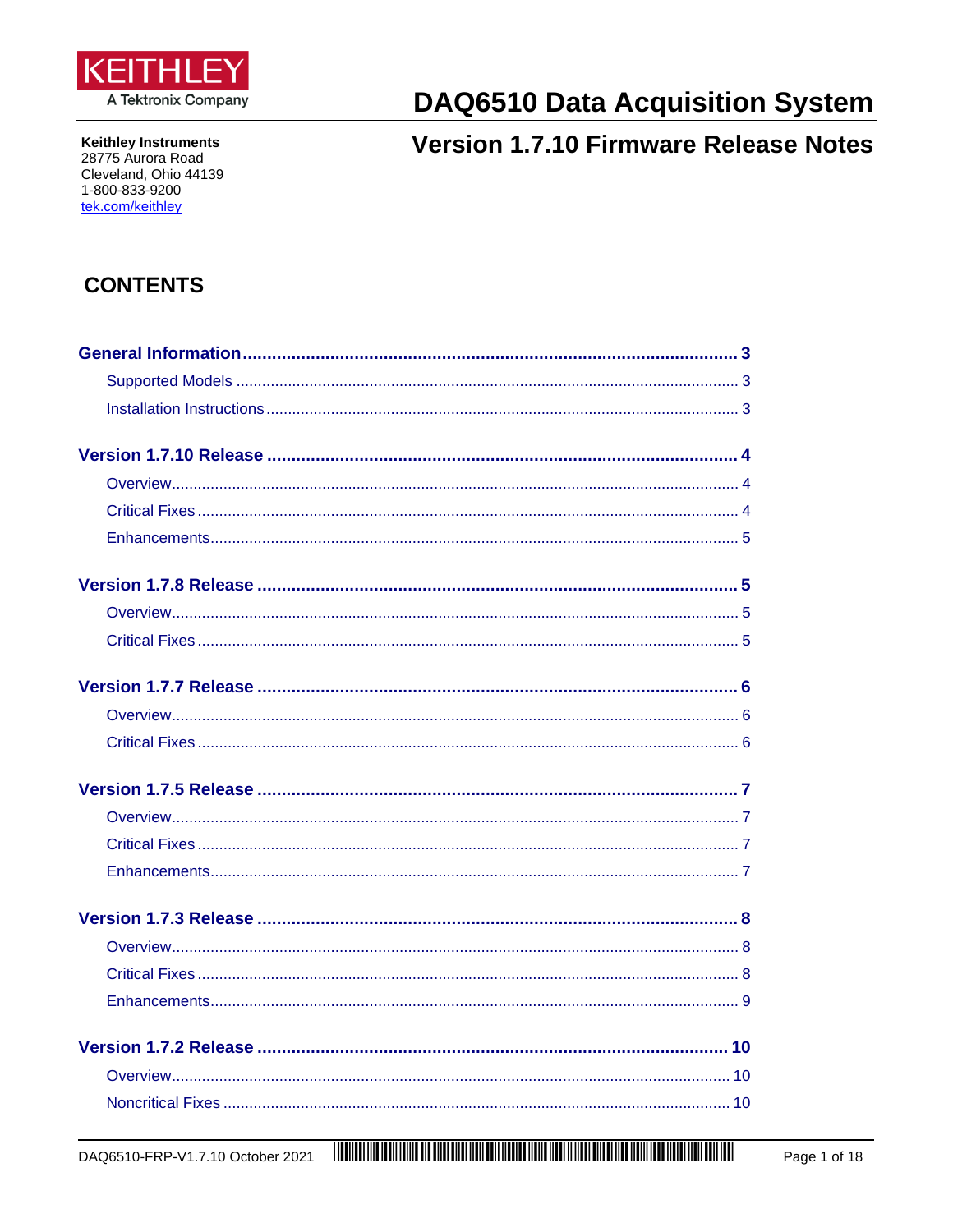KEITHLEY
A Tektronix Company

# DAQ6510 Data Acquisition System

## Version 1.7.10 Firmware Release Notes

**Keithley Instruments**
28775 Aurora Road
Cleveland, Ohio 44139
1-800-833-9200
tek.com/keithley

## CONTENTS

**General Information** ........ 3
- Supported Models ........ 3
- Installation Instructions ........ 3

**Version 1.7.10 Release** ........ 4
- Overview ........ 4
- Critical Fixes ........ 4
- Enhancements ........ 5

**Version 1.7.8 Release** ........ 5
- Overview ........ 5
- Critical Fixes ........ 5

**Version 1.7.7 Release** ........ 6
- Overview ........ 6
- Critical Fixes ........ 6

**Version 1.7.5 Release** ........ 7
- Overview ........ 7
- Critical Fixes ........ 7
- Enhancements ........ 7

**Version 1.7.3 Release** ........ 8
- Overview ........ 8
- Critical Fixes ........ 8
- Enhancements ........ 9

**Version 1.7.2 Release** ........ 10
- Overview ........ 10
- Noncritical Fixes ........ 10

DAQ6510-FRP-V1.7.10 October 2021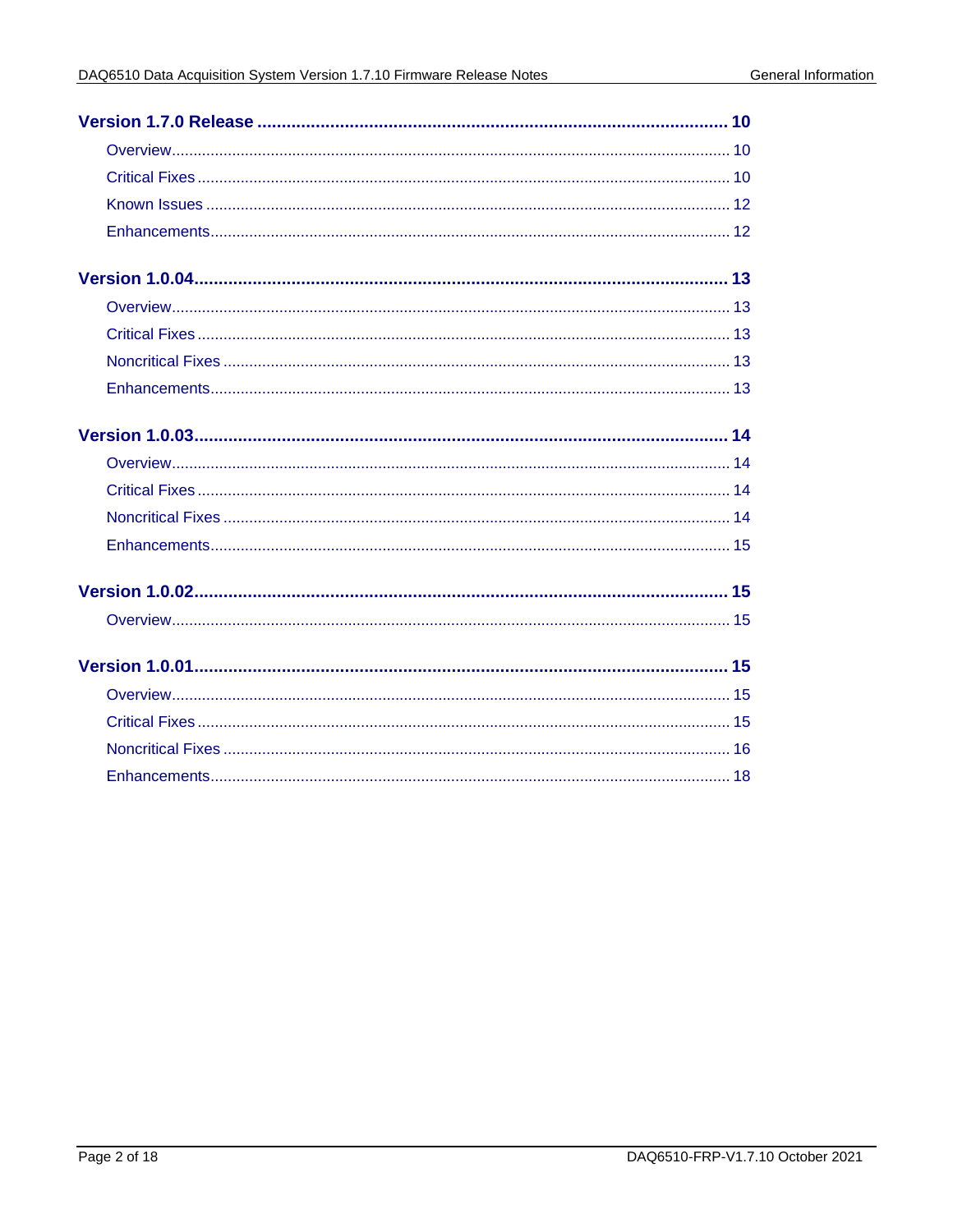Version 1.7.0 Release ........................................................................................ 10

- Overview ........................................................................................ 10
- Critical Fixes ........................................................................................ 10
- Known Issues ........................................................................................ 12
- Enhancements ........................................................................................ 12

Version 1.0.04 ........................................................................................ 13

- Overview ........................................................................................ 13
- Critical Fixes ........................................................................................ 13
- Noncritical Fixes ........................................................................................ 13
- Enhancements ........................................................................................ 13

Version 1.0.03 ........................................................................................ 14

- Overview ........................................................................................ 14
- Critical Fixes ........................................................................................ 14
- Noncritical Fixes ........................................................................................ 14
- Enhancements ........................................................................................ 15

Version 1.0.02 ........................................................................................ 15

- Overview ........................................................................................ 15

Version 1.0.01 ........................................................................................ 15

- Overview ........................................................................................ 15
- Critical Fixes ........................................................................................ 15
- Noncritical Fixes ........................................................................................ 16
- Enhancements ........................................................................................ 18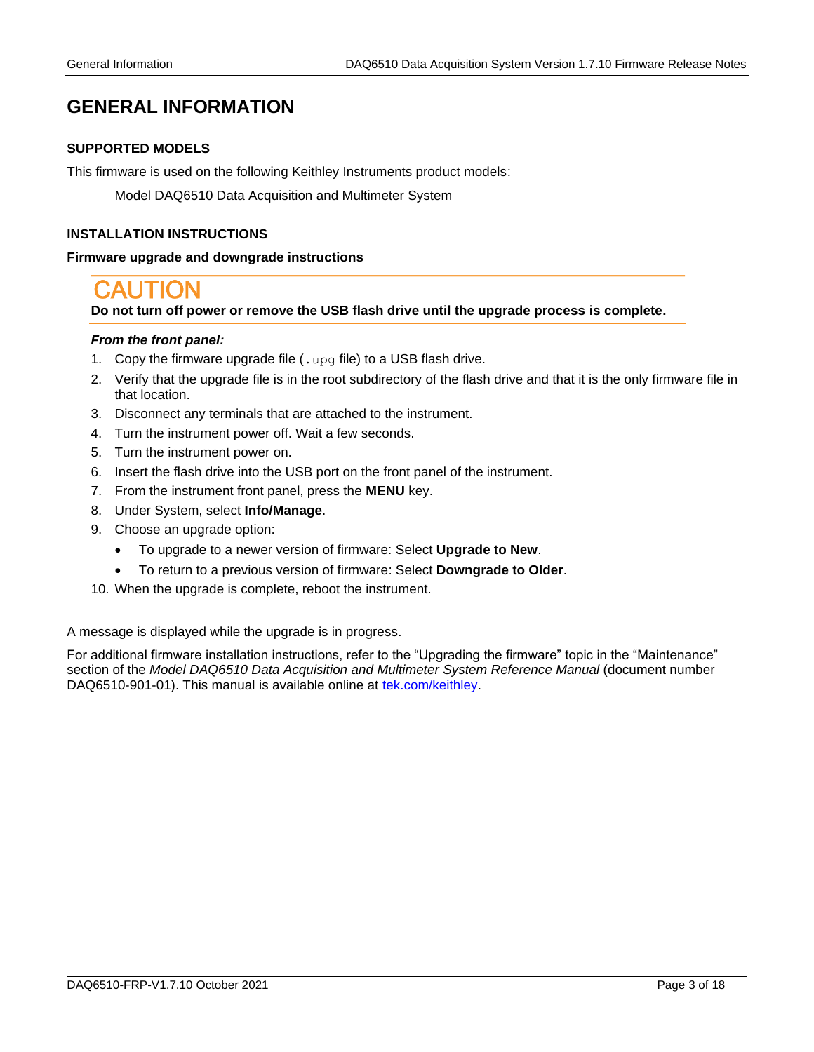# GENERAL INFORMATION

### SUPPORTED MODELS

This firmware is used on the following Keithley Instruments product models:

Model DAQ6510 Data Acquisition and Multimeter System

### INSTALLATION INSTRUCTIONS

**Firmware upgrade and downgrade instructions**

**CAUTION**

**Do not turn off power or remove the USB flash drive until the upgrade process is complete.**

***From the front panel:***

1. Copy the firmware upgrade file (`.upg` file) to a USB flash drive.
2. Verify that the upgrade file is in the root subdirectory of the flash drive and that it is the only firmware file in that location.
3. Disconnect any terminals that are attached to the instrument.
4. Turn the instrument power off. Wait a few seconds.
5. Turn the instrument power on.
6. Insert the flash drive into the USB port on the front panel of the instrument.
7. From the instrument front panel, press the **MENU** key.
8. Under System, select **Info/Manage**.
9. Choose an upgrade option:
   - To upgrade to a newer version of firmware: Select **Upgrade to New**.
   - To return to a previous version of firmware: Select **Downgrade to Older**.
10. When the upgrade is complete, reboot the instrument.

A message is displayed while the upgrade is in progress.

For additional firmware installation instructions, refer to the "Upgrading the firmware" topic in the "Maintenance" section of the *Model DAQ6510 Data Acquisition and Multimeter System Reference Manual* (document number DAQ6510-901-01). This manual is available online at tek.com/keithley.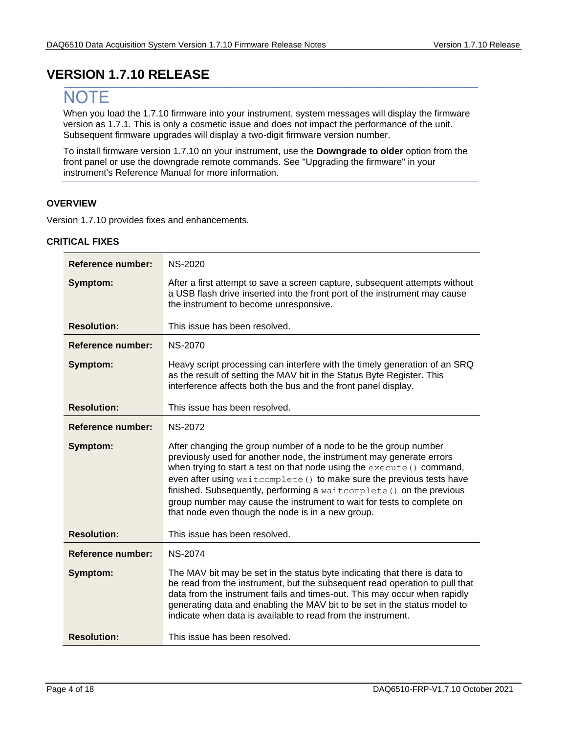# VERSION 1.7.10 RELEASE

## NOTE

When you load the 1.7.10 firmware into your instrument, system messages will display the firmware version as 1.7.1. This is only a cosmetic issue and does not impact the performance of the unit. Subsequent firmware upgrades will display a two-digit firmware version number.

To install firmware version 1.7.10 on your instrument, use the **Downgrade to older** option from the front panel or use the downgrade remote commands. See "Upgrading the firmware" in your instrument's Reference Manual for more information.

### OVERVIEW

Version 1.7.10 provides fixes and enhancements.

### CRITICAL FIXES

| | |
|---|---|
| **Reference number:** | NS-2020 |
| **Symptom:** | After a first attempt to save a screen capture, subsequent attempts without a USB flash drive inserted into the front port of the instrument may cause the instrument to become unresponsive. |
| **Resolution:** | This issue has been resolved. |
| **Reference number:** | NS-2070 |
| **Symptom:** | Heavy script processing can interfere with the timely generation of an SRQ as the result of setting the MAV bit in the Status Byte Register. This interference affects both the bus and the front panel display. |
| **Resolution:** | This issue has been resolved. |
| **Reference number:** | NS-2072 |
| **Symptom:** | After changing the group number of a node to be the group number previously used for another node, the instrument may generate errors when trying to start a test on that node using the `execute()` command, even after using `waitcomplete()` to make sure the previous tests have finished. Subsequently, performing a `waitcomplete()` on the previous group number may cause the instrument to wait for tests to complete on that node even though the node is in a new group. |
| **Resolution:** | This issue has been resolved. |
| **Reference number:** | NS-2074 |
| **Symptom:** | The MAV bit may be set in the status byte indicating that there is data to be read from the instrument, but the subsequent read operation to pull that data from the instrument fails and times-out. This may occur when rapidly generating data and enabling the MAV bit to be set in the status model to indicate when data is available to read from the instrument. |
| **Resolution:** | This issue has been resolved. |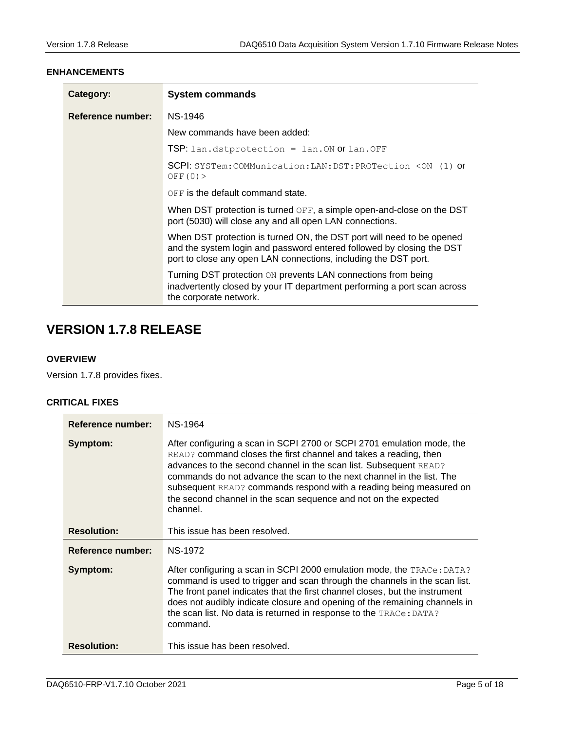### ENHANCEMENTS

| Category: | System commands |
|---|---|
| Reference number: | NS-1946 |
| | New commands have been added: |
| | TSP: `lan.dstprotection = lan.ON` or `lan.OFF` |
| | SCPI: `SYSTem:COMMunication:LAN:DST:PROTection <ON (1)` or `OFF(0)>` |
| | `OFF` is the default command state. |
| | When DST protection is turned `OFF`, a simple open-and-close on the DST port (5030) will close any and all open LAN connections. |
| | When DST protection is turned ON, the DST port will need to be opened and the system login and password entered followed by closing the DST port to close any open LAN connections, including the DST port. |
| | Turning DST protection `ON` prevents LAN connections from being inadvertently closed by your IT department performing a port scan across the corporate network. |

## VERSION 1.7.8 RELEASE

### OVERVIEW

Version 1.7.8 provides fixes.

### CRITICAL FIXES

| Reference number: | NS-1964 |
|---|---|
| Symptom: | After configuring a scan in SCPI 2700 or SCPI 2701 emulation mode, the `READ?` command closes the first channel and takes a reading, then advances to the second channel in the scan list. Subsequent `READ?` commands do not advance the scan to the next channel in the list. The subsequent `READ?` commands respond with a reading being measured on the second channel in the scan sequence and not on the expected channel. |
| Resolution: | This issue has been resolved. |
| Reference number: | NS-1972 |
| Symptom: | After configuring a scan in SCPI 2000 emulation mode, the `TRACe:DATA?` command is used to trigger and scan through the channels in the scan list. The front panel indicates that the first channel closes, but the instrument does not audibly indicate closure and opening of the remaining channels in the scan list. No data is returned in response to the `TRACe:DATA?` command. |
| Resolution: | This issue has been resolved. |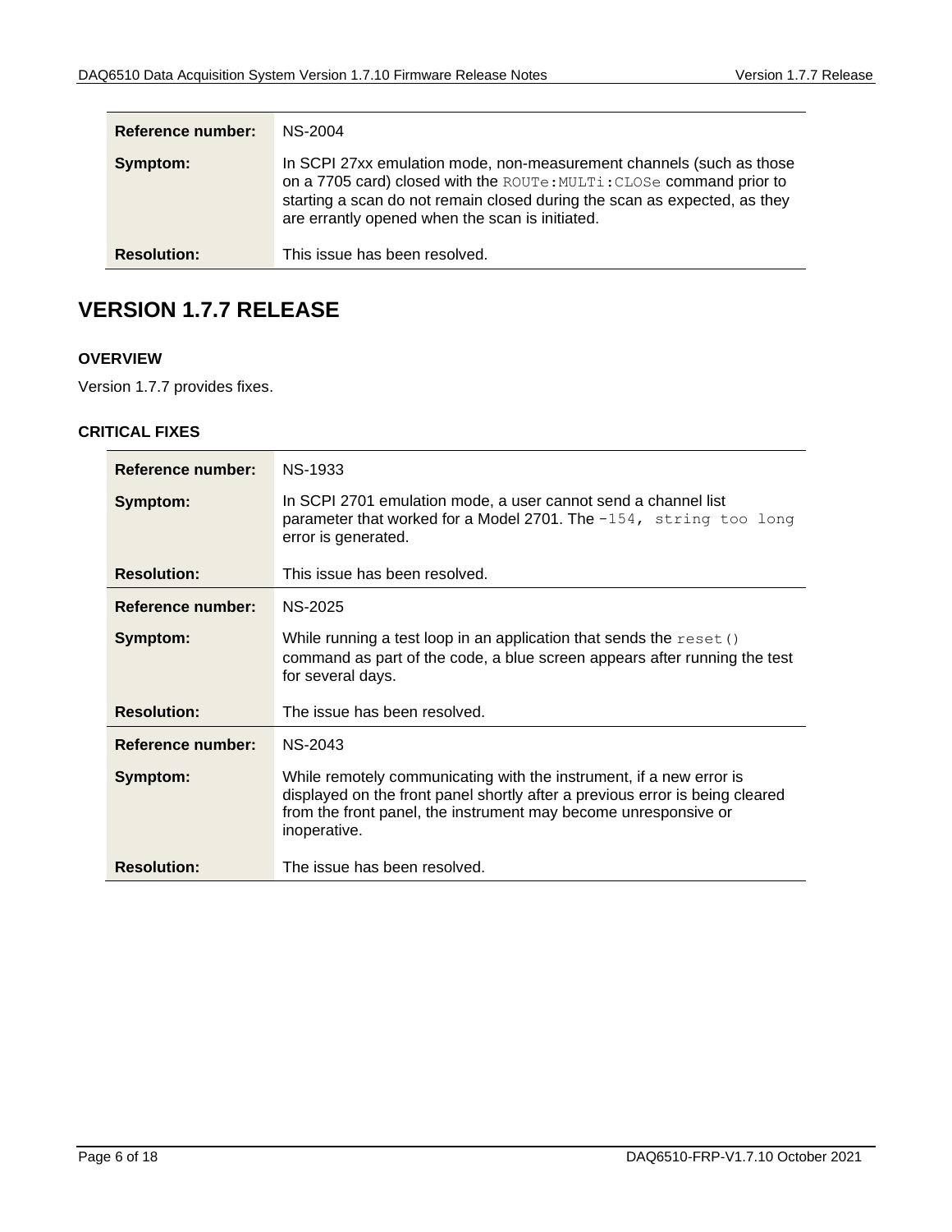| | |
|---|---|
| **Reference number:** | NS-2004 |
| **Symptom:** | In SCPI 27xx emulation mode, non-measurement channels (such as those on a 7705 card) closed with the `ROUTe:MULTi:CLOSe` command prior to starting a scan do not remain closed during the scan as expected, as they are errantly opened when the scan is initiated. |
| **Resolution:** | This issue has been resolved. |

## VERSION 1.7.7 RELEASE

### OVERVIEW

Version 1.7.7 provides fixes.

### CRITICAL FIXES

| | |
|---|---|
| **Reference number:** | NS-1933 |
| **Symptom:** | In SCPI 2701 emulation mode, a user cannot send a channel list parameter that worked for a Model 2701. The `-154, string too long` error is generated. |
| **Resolution:** | This issue has been resolved. |
| **Reference number:** | NS-2025 |
| **Symptom:** | While running a test loop in an application that sends the `reset()` command as part of the code, a blue screen appears after running the test for several days. |
| **Resolution:** | The issue has been resolved. |
| **Reference number:** | NS-2043 |
| **Symptom:** | While remotely communicating with the instrument, if a new error is displayed on the front panel shortly after a previous error is being cleared from the front panel, the instrument may become unresponsive or inoperative. |
| **Resolution:** | The issue has been resolved. |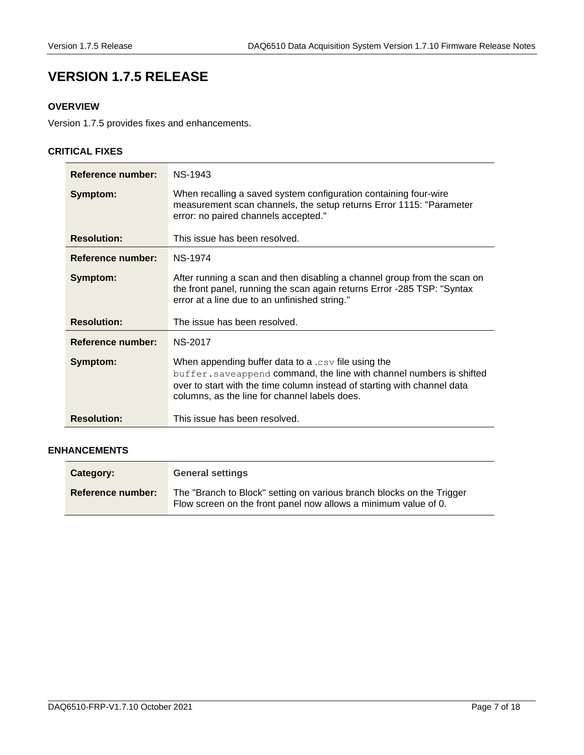# VERSION 1.7.5 RELEASE

### OVERVIEW

Version 1.7.5 provides fixes and enhancements.

### CRITICAL FIXES

| | |
|---|---|
| **Reference number:** | NS-1943 |
| **Symptom:** | When recalling a saved system configuration containing four-wire measurement scan channels, the setup returns Error 1115: "Parameter error: no paired channels accepted." |
| **Resolution:** | This issue has been resolved. |
| **Reference number:** | NS-1974 |
| **Symptom:** | After running a scan and then disabling a channel group from the scan on the front panel, running the scan again returns Error -285 TSP: "Syntax error at a line due to an unfinished string." |
| **Resolution:** | The issue has been resolved. |
| **Reference number:** | NS-2017 |
| **Symptom:** | When appending buffer data to a `.csv` file using the `buffer.saveappend` command, the line with channel numbers is shifted over to start with the time column instead of starting with channel data columns, as the line for channel labels does. |
| **Resolution:** | This issue has been resolved. |

### ENHANCEMENTS

| | |
|---|---|
| **Category:** | **General settings** |
| **Reference number:** | The "Branch to Block" setting on various branch blocks on the Trigger Flow screen on the front panel now allows a minimum value of 0. |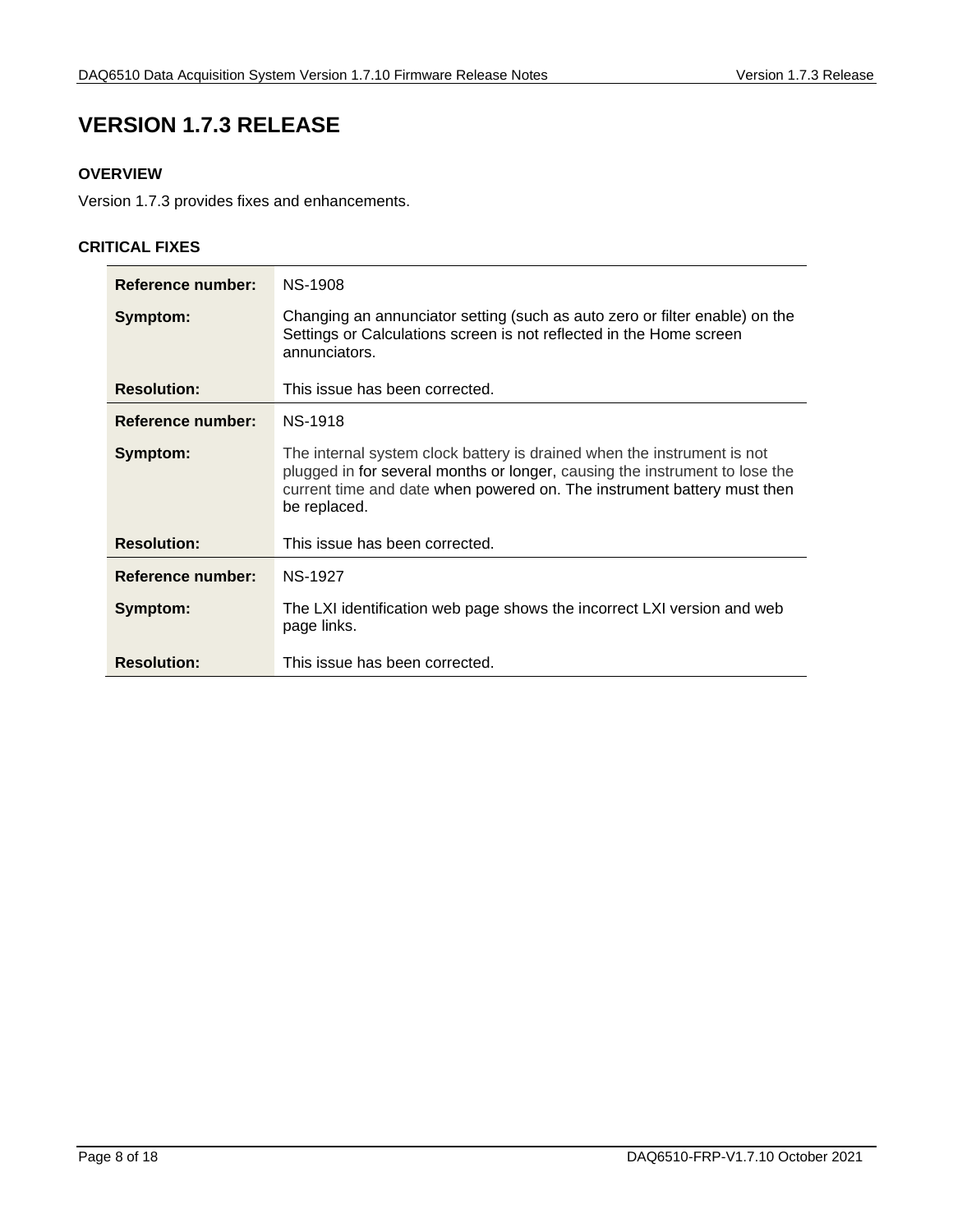# VERSION 1.7.3 RELEASE

### OVERVIEW

Version 1.7.3 provides fixes and enhancements.

### CRITICAL FIXES

| | |
|---|---|
| **Reference number:** | NS-1908 |
| **Symptom:** | Changing an annunciator setting (such as auto zero or filter enable) on the Settings or Calculations screen is not reflected in the Home screen annunciators. |
| **Resolution:** | This issue has been corrected. |
| **Reference number:** | NS-1918 |
| **Symptom:** | The internal system clock battery is drained when the instrument is not plugged in for several months or longer, causing the instrument to lose the current time and date when powered on. The instrument battery must then be replaced. |
| **Resolution:** | This issue has been corrected. |
| **Reference number:** | NS-1927 |
| **Symptom:** | The LXI identification web page shows the incorrect LXI version and web page links. |
| **Resolution:** | This issue has been corrected. |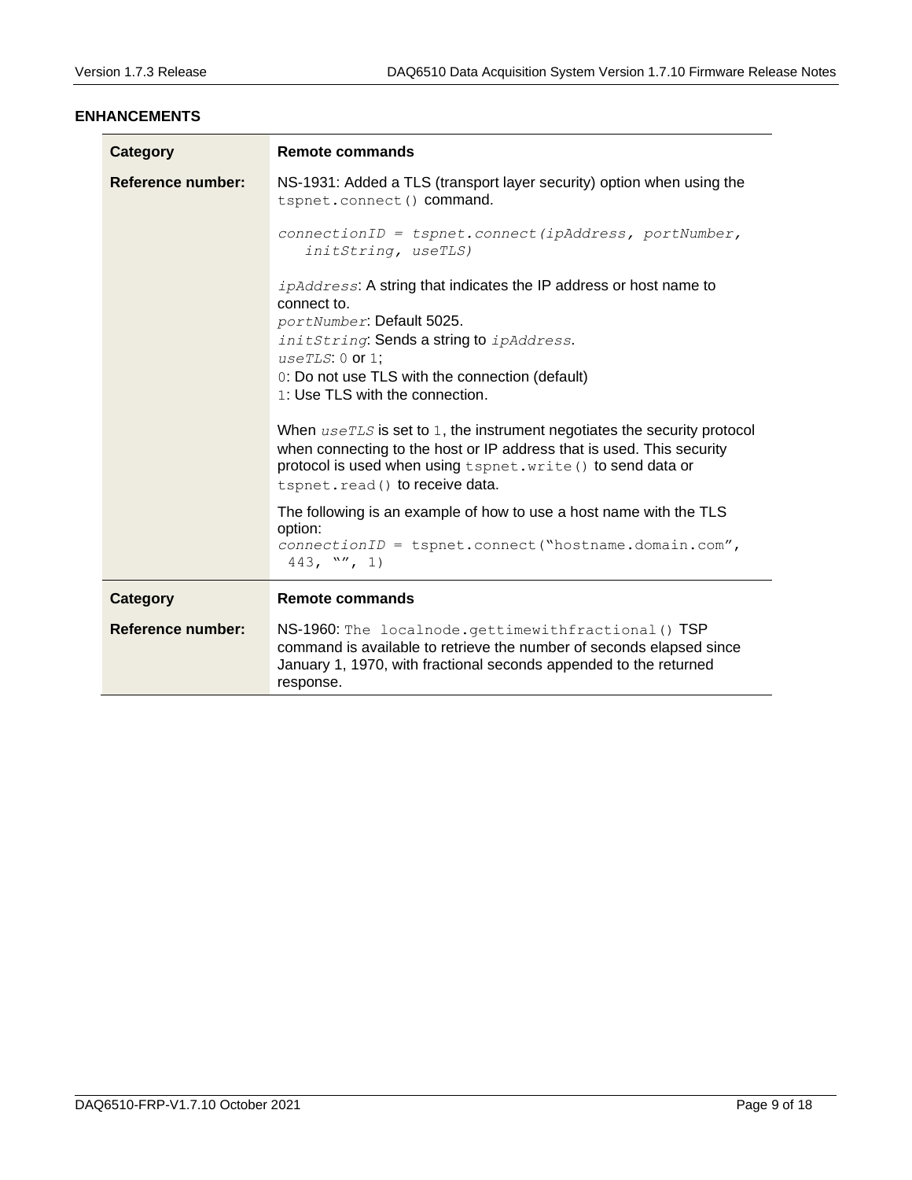**ENHANCEMENTS**

| **Category** | **Remote commands** |
|---|---|
| **Reference number:** | NS-1931: Added a TLS (transport layer security) option when using the `tspnet.connect()` command.<br><br>*connectionID = tspnet.connect(ipAddress, portNumber, initString, useTLS)*<br><br>*ipAddress*: A string that indicates the IP address or host name to connect to.<br>*portNumber*: Default 5025.<br>*initString*: Sends a string to *ipAddress*.<br>*useTLS*: `0` or `1`;<br>`0`: Do not use TLS with the connection (default)<br>`1`: Use TLS with the connection.<br><br>When *useTLS* is set to `1`, the instrument negotiates the security protocol when connecting to the host or IP address that is used. This security protocol is used when using `tspnet.write()` to send data or `tspnet.read()` to receive data.<br><br>The following is an example of how to use a host name with the TLS option:<br>*connectionID* = `tspnet.connect("hostname.domain.com", 443, "", 1)` |
| **Category** | **Remote commands** |
| **Reference number:** | NS-1960: The `localnode.gettimewithfractional()` TSP command is available to retrieve the number of seconds elapsed since January 1, 1970, with fractional seconds appended to the returned response. |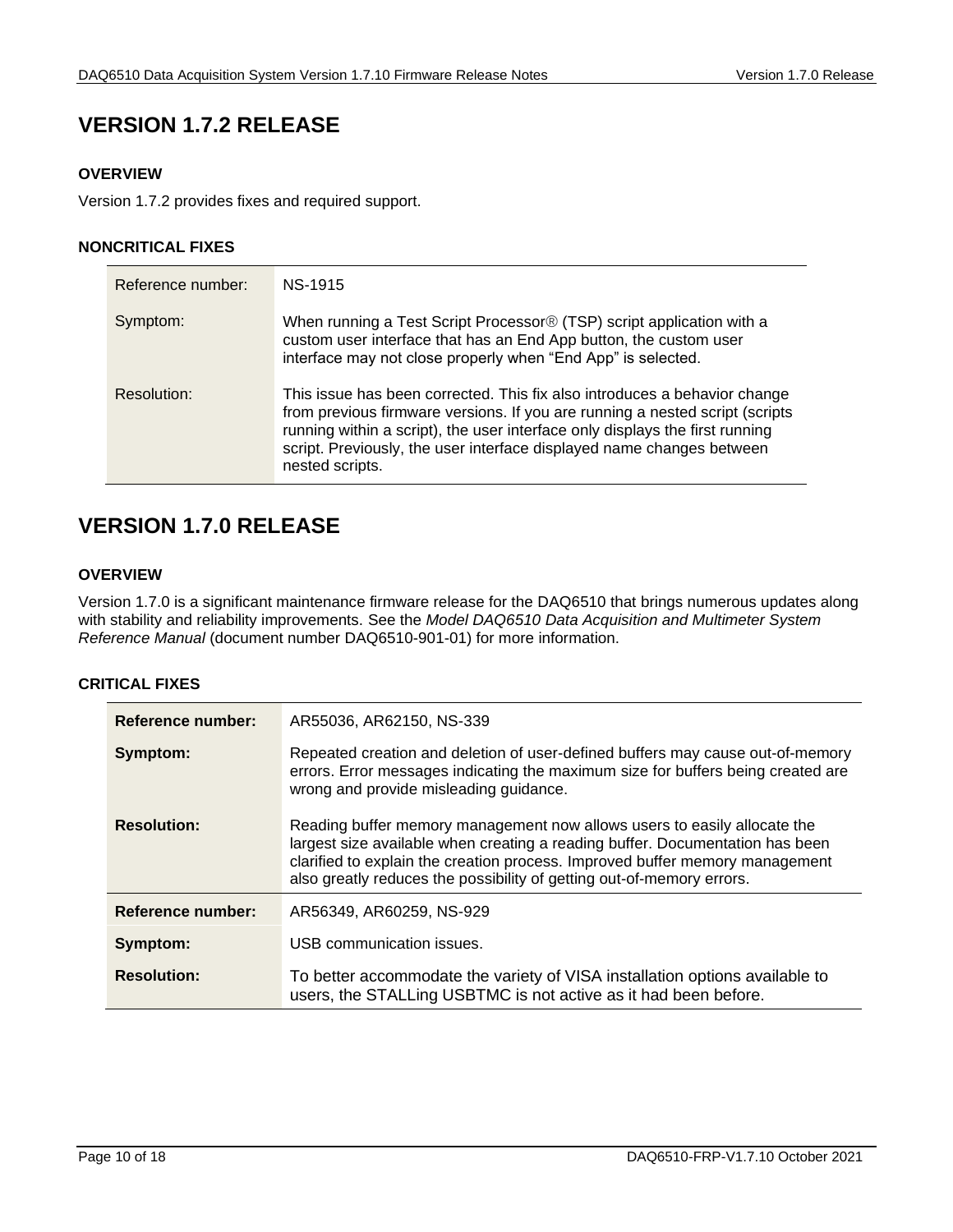# VERSION 1.7.2 RELEASE

### OVERVIEW

Version 1.7.2 provides fixes and required support.

### NONCRITICAL FIXES

| | |
|---|---|
| Reference number: | NS-1915 |
| Symptom: | When running a Test Script Processor® (TSP) script application with a custom user interface that has an End App button, the custom user interface may not close properly when “End App” is selected. |
| Resolution: | This issue has been corrected. This fix also introduces a behavior change from previous firmware versions. If you are running a nested script (scripts running within a script), the user interface only displays the first running script. Previously, the user interface displayed name changes between nested scripts. |

# VERSION 1.7.0 RELEASE

### OVERVIEW

Version 1.7.0 is a significant maintenance firmware release for the DAQ6510 that brings numerous updates along with stability and reliability improvements. See the *Model DAQ6510 Data Acquisition and Multimeter System Reference Manual* (document number DAQ6510-901-01) for more information.

### CRITICAL FIXES

| | |
|---|---|
| **Reference number:** | AR55036, AR62150, NS-339 |
| **Symptom:** | Repeated creation and deletion of user-defined buffers may cause out-of-memory errors. Error messages indicating the maximum size for buffers being created are wrong and provide misleading guidance. |
| **Resolution:** | Reading buffer memory management now allows users to easily allocate the largest size available when creating a reading buffer. Documentation has been clarified to explain the creation process. Improved buffer memory management also greatly reduces the possibility of getting out-of-memory errors. |
| **Reference number:** | AR56349, AR60259, NS-929 |
| **Symptom:** | USB communication issues. |
| **Resolution:** | To better accommodate the variety of VISA installation options available to users, the STALLing USBTMC is not active as it had been before. |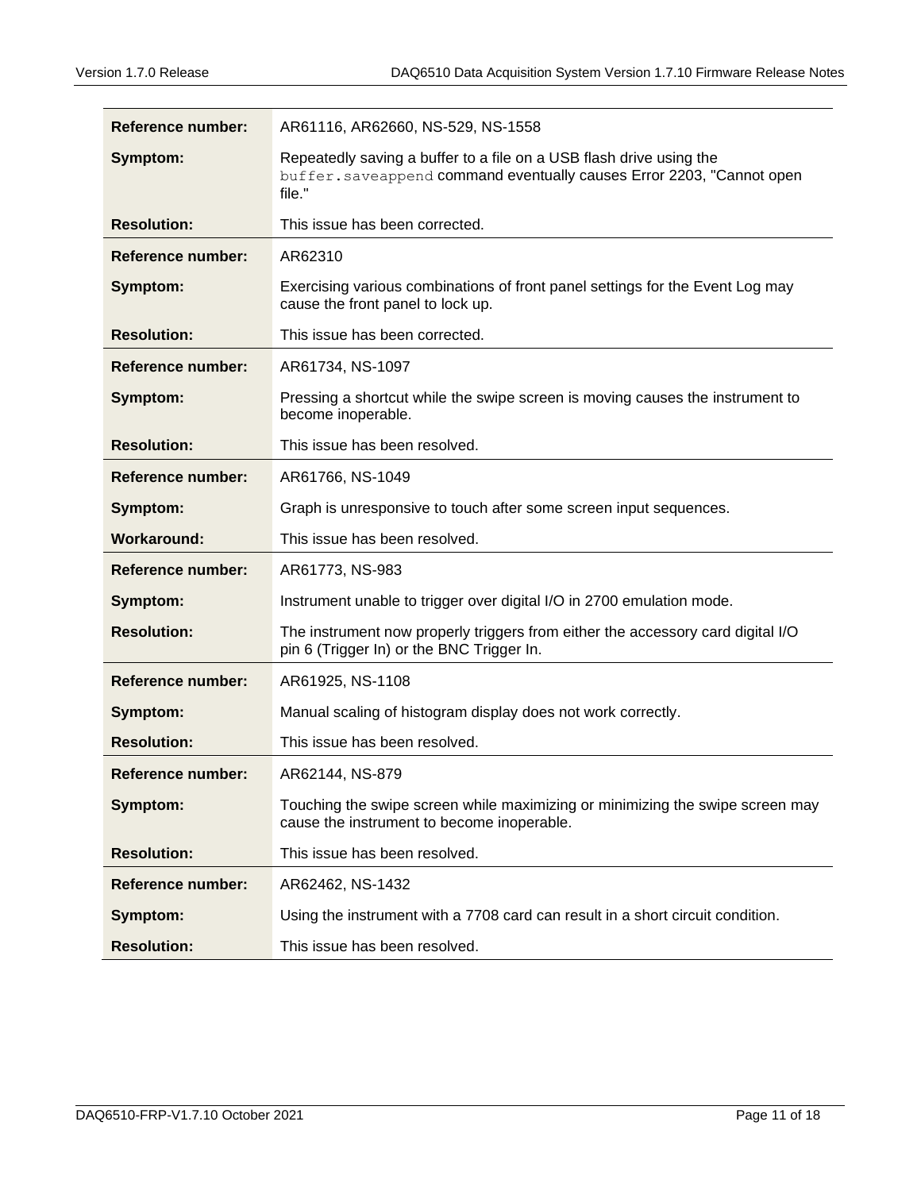| | |
|---|---|
| **Reference number:** | AR61116, AR62660, NS-529, NS-1558 |
| **Symptom:** | Repeatedly saving a buffer to a file on a USB flash drive using the `buffer.saveappend` command eventually causes Error 2203, "Cannot open file." |
| **Resolution:** | This issue has been corrected. |

| | |
|---|---|
| **Reference number:** | AR62310 |
| **Symptom:** | Exercising various combinations of front panel settings for the Event Log may cause the front panel to lock up. |
| **Resolution:** | This issue has been corrected. |

| | |
|---|---|
| **Reference number:** | AR61734, NS-1097 |
| **Symptom:** | Pressing a shortcut while the swipe screen is moving causes the instrument to become inoperable. |
| **Resolution:** | This issue has been resolved. |

| | |
|---|---|
| **Reference number:** | AR61766, NS-1049 |
| **Symptom:** | Graph is unresponsive to touch after some screen input sequences. |
| **Workaround:** | This issue has been resolved. |

| | |
|---|---|
| **Reference number:** | AR61773, NS-983 |
| **Symptom:** | Instrument unable to trigger over digital I/O in 2700 emulation mode. |
| **Resolution:** | The instrument now properly triggers from either the accessory card digital I/O pin 6 (Trigger In) or the BNC Trigger In. |

| | |
|---|---|
| **Reference number:** | AR61925, NS-1108 |
| **Symptom:** | Manual scaling of histogram display does not work correctly. |
| **Resolution:** | This issue has been resolved. |

| | |
|---|---|
| **Reference number:** | AR62144, NS-879 |
| **Symptom:** | Touching the swipe screen while maximizing or minimizing the swipe screen may cause the instrument to become inoperable. |
| **Resolution:** | This issue has been resolved. |

| | |
|---|---|
| **Reference number:** | AR62462, NS-1432 |
| **Symptom:** | Using the instrument with a 7708 card can result in a short circuit condition. |
| **Resolution:** | This issue has been resolved. |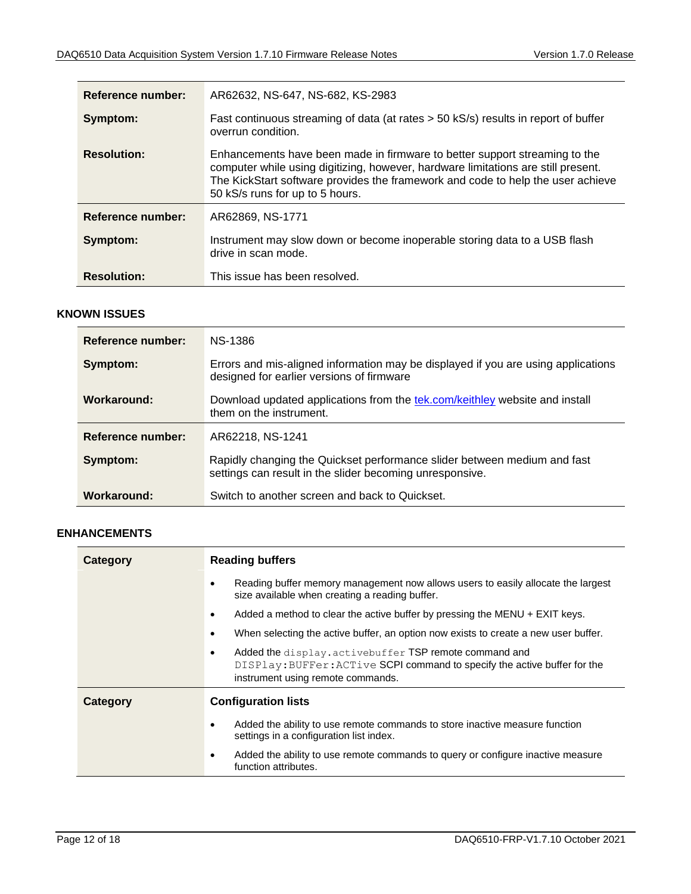| | |
|---|---|
| **Reference number:** | AR62632, NS-647, NS-682, KS-2983 |
| **Symptom:** | Fast continuous streaming of data (at rates > 50 kS/s) results in report of buffer overrun condition. |
| **Resolution:** | Enhancements have been made in firmware to better support streaming to the computer while using digitizing, however, hardware limitations are still present. The KickStart software provides the framework and code to help the user achieve 50 kS/s runs for up to 5 hours. |

| | |
|---|---|
| **Reference number:** | AR62869, NS-1771 |
| **Symptom:** | Instrument may slow down or become inoperable storing data to a USB flash drive in scan mode. |
| **Resolution:** | This issue has been resolved. |

### KNOWN ISSUES

| | |
|---|---|
| **Reference number:** | NS-1386 |
| **Symptom:** | Errors and mis-aligned information may be displayed if you are using applications designed for earlier versions of firmware |
| **Workaround:** | Download updated applications from the tek.com/keithley website and install them on the instrument. |

| | |
|---|---|
| **Reference number:** | AR62218, NS-1241 |
| **Symptom:** | Rapidly changing the Quickset performance slider between medium and fast settings can result in the slider becoming unresponsive. |
| **Workaround:** | Switch to another screen and back to Quickset. |

### ENHANCEMENTS

| **Category** | **Reading buffers** |
|---|---|
| | • Reading buffer memory management now allows users to easily allocate the largest size available when creating a reading buffer.<br>• Added a method to clear the active buffer by pressing the MENU + EXIT keys.<br>• When selecting the active buffer, an option now exists to create a new user buffer.<br>• Added the `display.activebuffer` TSP remote command and `DISPlay:BUFFer:ACTive` SCPI command to specify the active buffer for the instrument using remote commands. |

| **Category** | **Configuration lists** |
|---|---|
| | • Added the ability to use remote commands to store inactive measure function settings in a configuration list index.<br>• Added the ability to use remote commands to query or configure inactive measure function attributes. |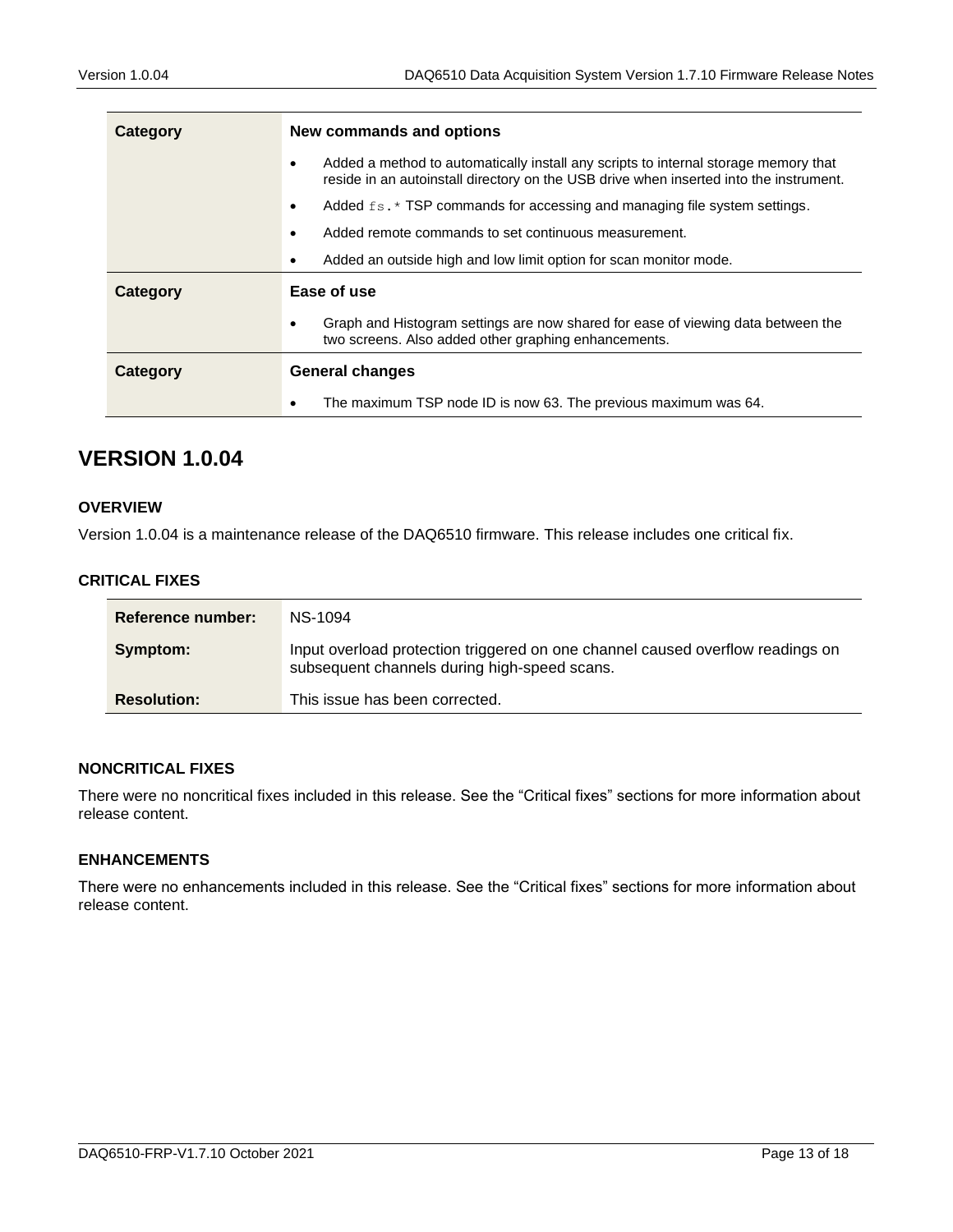| Category | New commands and options |
| --- | --- |
| | • Added a method to automatically install any scripts to internal storage memory that reside in an autoinstall directory on the USB drive when inserted into the instrument.<br>• Added `fs.*` TSP commands for accessing and managing file system settings.<br>• Added remote commands to set continuous measurement.<br>• Added an outside high and low limit option for scan monitor mode. |
| **Category** | **Ease of use** |
| | • Graph and Histogram settings are now shared for ease of viewing data between the two screens. Also added other graphing enhancements. |
| **Category** | **General changes** |
| | • The maximum TSP node ID is now 63. The previous maximum was 64. |

## VERSION 1.0.04

### OVERVIEW

Version 1.0.04 is a maintenance release of the DAQ6510 firmware. This release includes one critical fix.

### CRITICAL FIXES

| Reference number: | NS-1094 |
| --- | --- |
| **Symptom:** | Input overload protection triggered on one channel caused overflow readings on subsequent channels during high-speed scans. |
| **Resolution:** | This issue has been corrected. |

### NONCRITICAL FIXES

There were no noncritical fixes included in this release. See the “Critical fixes” sections for more information about release content.

### ENHANCEMENTS

There were no enhancements included in this release. See the “Critical fixes” sections for more information about release content.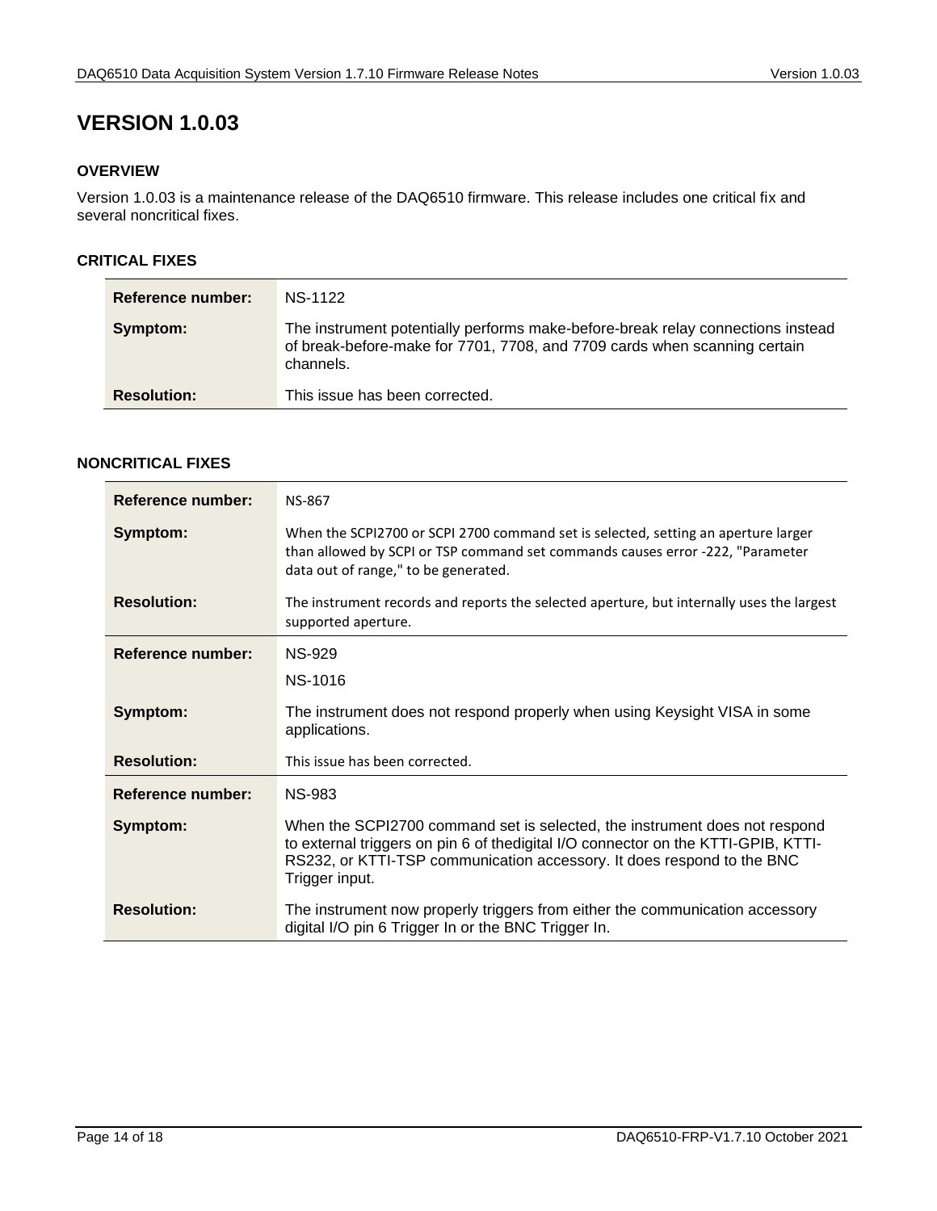# VERSION 1.0.03

### OVERVIEW

Version 1.0.03 is a maintenance release of the DAQ6510 firmware. This release includes one critical fix and several noncritical fixes.

### CRITICAL FIXES

| | |
|---|---|
| **Reference number:** | NS-1122 |
| **Symptom:** | The instrument potentially performs make-before-break relay connections instead of break-before-make for 7701, 7708, and 7709 cards when scanning certain channels. |
| **Resolution:** | This issue has been corrected. |

### NONCRITICAL FIXES

| | |
|---|---|
| **Reference number:** | NS-867 |
| **Symptom:** | When the SCPI2700 or SCPI 2700 command set is selected, setting an aperture larger than allowed by SCPI or TSP command set commands causes error -222, "Parameter data out of range," to be generated. |
| **Resolution:** | The instrument records and reports the selected aperture, but internally uses the largest supported aperture. |
| **Reference number:** | NS-929<br>NS-1016 |
| **Symptom:** | The instrument does not respond properly when using Keysight VISA in some applications. |
| **Resolution:** | This issue has been corrected. |
| **Reference number:** | NS-983 |
| **Symptom:** | When the SCPI2700 command set is selected, the instrument does not respond to external triggers on pin 6 of thedigital I/O connector on the KTTI-GPIB, KTTI-RS232, or KTTI-TSP communication accessory. It does respond to the BNC Trigger input. |
| **Resolution:** | The instrument now properly triggers from either the communication accessory digital I/O pin 6 Trigger In or the BNC Trigger In. |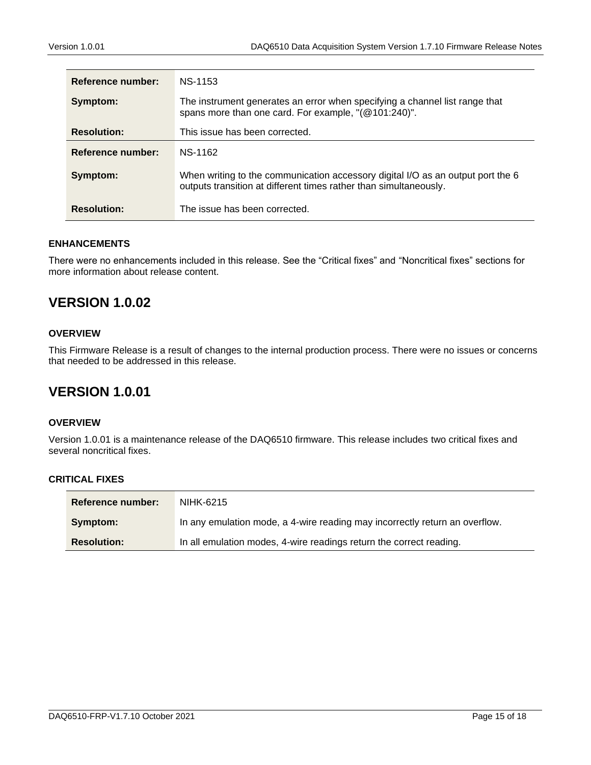| Reference number: | NS-1153 |
| --- | --- |
| Symptom: | The instrument generates an error when specifying a channel list range that spans more than one card. For example, "(@101:240)". |
| Resolution: | This issue has been corrected. |

| Reference number: | NS-1162 |
| --- | --- |
| Symptom: | When writing to the communication accessory digital I/O as an output port the 6 outputs transition at different times rather than simultaneously. |
| Resolution: | The issue has been corrected. |

### ENHANCEMENTS

There were no enhancements included in this release. See the “Critical fixes” and “Noncritical fixes” sections for more information about release content.

## VERSION 1.0.02

### OVERVIEW

This Firmware Release is a result of changes to the internal production process. There were no issues or concerns that needed to be addressed in this release.

## VERSION 1.0.01

### OVERVIEW

Version 1.0.01 is a maintenance release of the DAQ6510 firmware. This release includes two critical fixes and several noncritical fixes.

### CRITICAL FIXES

| Reference number: | NIHK-6215 |
| --- | --- |
| Symptom: | In any emulation mode, a 4-wire reading may incorrectly return an overflow. |
| Resolution: | In all emulation modes, 4-wire readings return the correct reading. |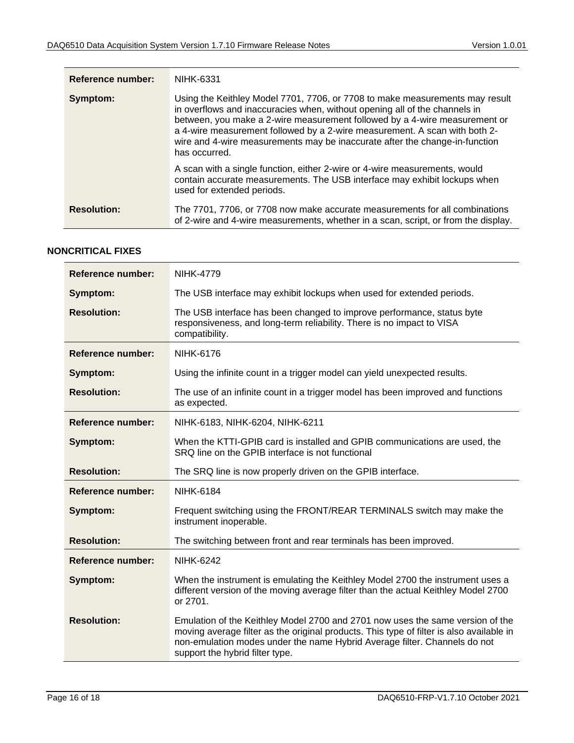| | |
|---|---|
| **Reference number:** | NIHK-6331 |
| **Symptom:** | Using the Keithley Model 7701, 7706, or 7708 to make measurements may result in overflows and inaccuracies when, without opening all of the channels in between, you make a 2-wire measurement followed by a 4-wire measurement or a 4-wire measurement followed by a 2-wire measurement. A scan with both 2-wire and 4-wire measurements may be inaccurate after the change-in-function has occurred.<br><br>A scan with a single function, either 2-wire or 4-wire measurements, would contain accurate measurements. The USB interface may exhibit lockups when used for extended periods. |
| **Resolution:** | The 7701, 7706, or 7708 now make accurate measurements for all combinations of 2-wire and 4-wire measurements, whether in a scan, script, or from the display. |

**NONCRITICAL FIXES**

| | |
|---|---|
| **Reference number:** | NIHK-4779 |
| **Symptom:** | The USB interface may exhibit lockups when used for extended periods. |
| **Resolution:** | The USB interface has been changed to improve performance, status byte responsiveness, and long-term reliability. There is no impact to VISA compatibility. |

| | |
|---|---|
| **Reference number:** | NIHK-6176 |
| **Symptom:** | Using the infinite count in a trigger model can yield unexpected results. |
| **Resolution:** | The use of an infinite count in a trigger model has been improved and functions as expected. |

| | |
|---|---|
| **Reference number:** | NIHK-6183, NIHK-6204, NIHK-6211 |
| **Symptom:** | When the KTTI-GPIB card is installed and GPIB communications are used, the SRQ line on the GPIB interface is not functional |
| **Resolution:** | The SRQ line is now properly driven on the GPIB interface. |

| | |
|---|---|
| **Reference number:** | NIHK-6184 |
| **Symptom:** | Frequent switching using the FRONT/REAR TERMINALS switch may make the instrument inoperable. |
| **Resolution:** | The switching between front and rear terminals has been improved. |

| | |
|---|---|
| **Reference number:** | NIHK-6242 |
| **Symptom:** | When the instrument is emulating the Keithley Model 2700 the instrument uses a different version of the moving average filter than the actual Keithley Model 2700 or 2701. |
| **Resolution:** | Emulation of the Keithley Model 2700 and 2701 now uses the same version of the moving average filter as the original products. This type of filter is also available in non-emulation modes under the name Hybrid Average filter. Channels do not support the hybrid filter type. |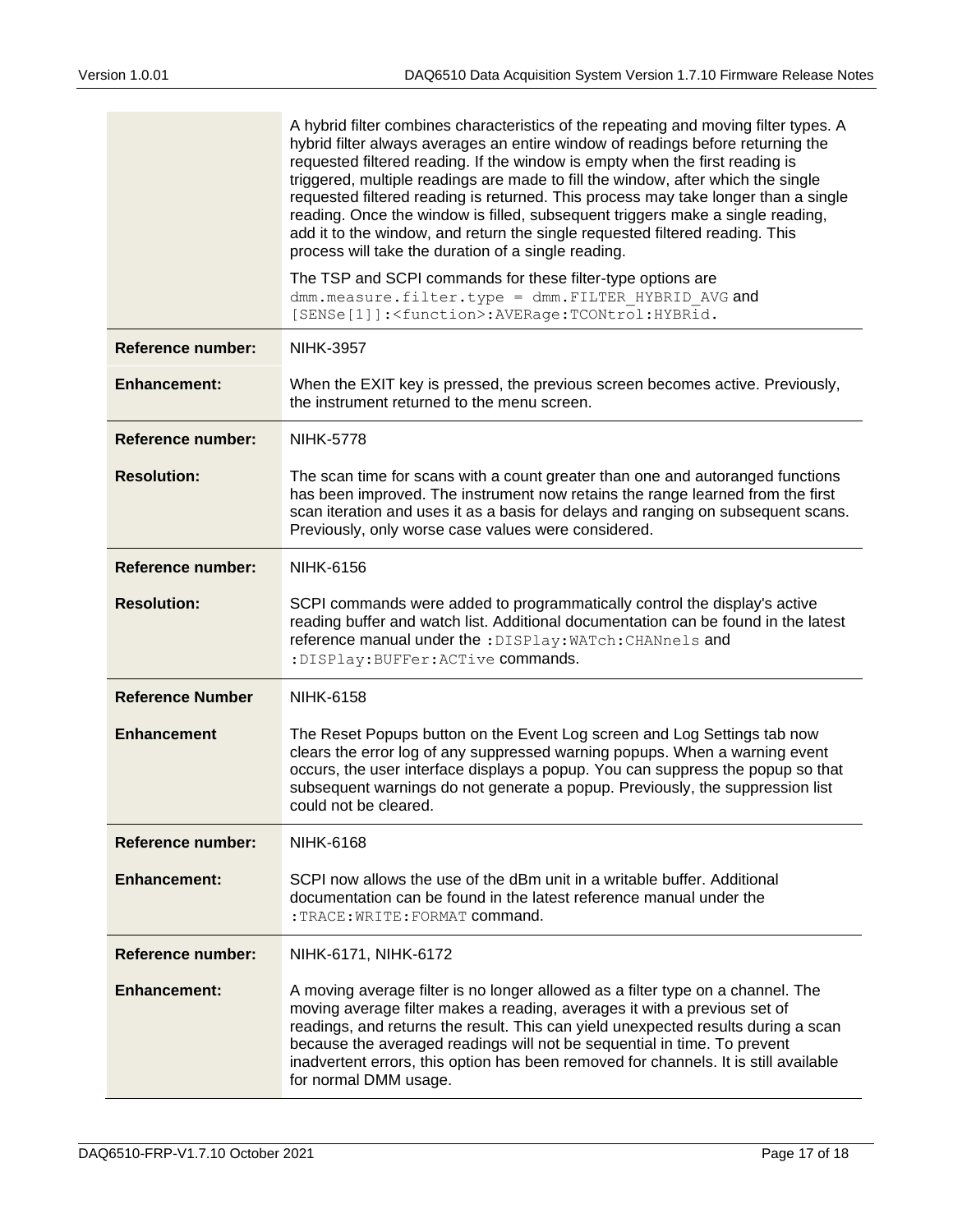| | |
|---|---|
| | A hybrid filter combines characteristics of the repeating and moving filter types. A hybrid filter always averages an entire window of readings before returning the requested filtered reading. If the window is empty when the first reading is triggered, multiple readings are made to fill the window, after which the single requested filtered reading is returned. This process may take longer than a single reading. Once the window is filled, subsequent triggers make a single reading, add it to the window, and return the single requested filtered reading. This process will take the duration of a single reading.<br><br>The TSP and SCPI commands for these filter-type options are `dmm.measure.filter.type = dmm.FILTER_HYBRID_AVG` and `[SENSe[1]]:<function>:AVERage:TCONtrol:HYBRid`. |
| **Reference number:** | NIHK-3957 |
| **Enhancement:** | When the EXIT key is pressed, the previous screen becomes active. Previously, the instrument returned to the menu screen. |
| **Reference number:** | NIHK-5778 |
| **Resolution:** | The scan time for scans with a count greater than one and autoranged functions has been improved. The instrument now retains the range learned from the first scan iteration and uses it as a basis for delays and ranging on subsequent scans. Previously, only worse case values were considered. |
| **Reference number:** | NIHK-6156 |
| **Resolution:** | SCPI commands were added to programmatically control the display's active reading buffer and watch list. Additional documentation can be found in the latest reference manual under the `:DISPlay:WATch:CHANnels` and `:DISPlay:BUFFer:ACTive` commands. |
| **Reference Number** | NIHK-6158 |
| **Enhancement** | The Reset Popups button on the Event Log screen and Log Settings tab now clears the error log of any suppressed warning popups. When a warning event occurs, the user interface displays a popup. You can suppress the popup so that subsequent warnings do not generate a popup. Previously, the suppression list could not be cleared. |
| **Reference number:** | NIHK-6168 |
| **Enhancement:** | SCPI now allows the use of the dBm unit in a writable buffer. Additional documentation can be found in the latest reference manual under the `:TRACE:WRITE:FORMAT` command. |
| **Reference number:** | NIHK-6171, NIHK-6172 |
| **Enhancement:** | A moving average filter is no longer allowed as a filter type on a channel. The moving average filter makes a reading, averages it with a previous set of readings, and returns the result. This can yield unexpected results during a scan because the averaged readings will not be sequential in time. To prevent inadvertent errors, this option has been removed for channels. It is still available for normal DMM usage. |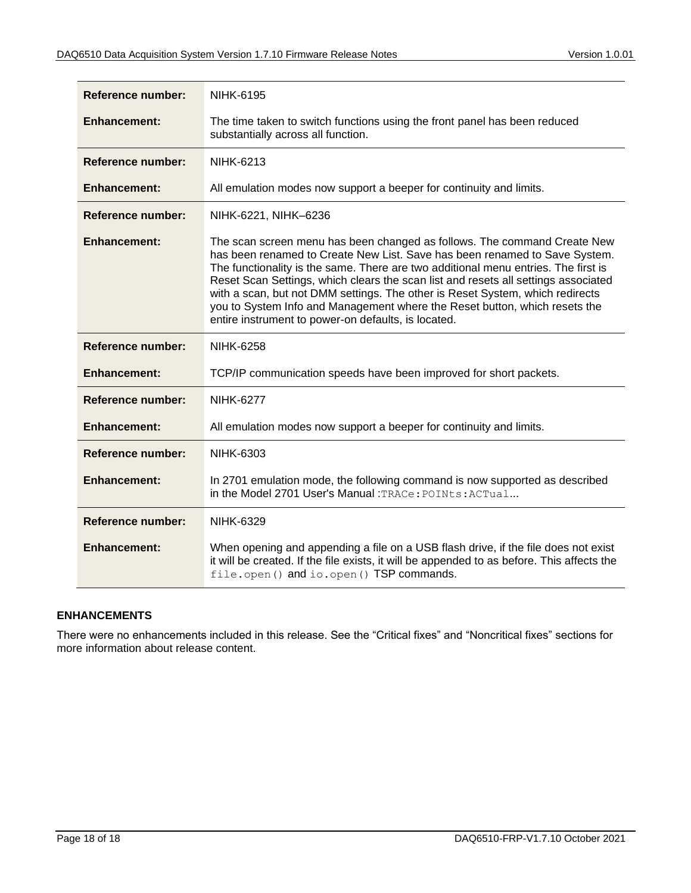| | |
|---|---|
| **Reference number:** | NIHK-6195 |
| **Enhancement:** | The time taken to switch functions using the front panel has been reduced substantially across all function. |
| **Reference number:** | NIHK-6213 |
| **Enhancement:** | All emulation modes now support a beeper for continuity and limits. |
| **Reference number:** | NIHK-6221, NIHK–6236 |
| **Enhancement:** | The scan screen menu has been changed as follows. The command Create New has been renamed to Create New List. Save has been renamed to Save System. The functionality is the same. There are two additional menu entries. The first is Reset Scan Settings, which clears the scan list and resets all settings associated with a scan, but not DMM settings. The other is Reset System, which redirects you to System Info and Management where the Reset button, which resets the entire instrument to power-on defaults, is located. |
| **Reference number:** | NIHK-6258 |
| **Enhancement:** | TCP/IP communication speeds have been improved for short packets. |
| **Reference number:** | NIHK-6277 |
| **Enhancement:** | All emulation modes now support a beeper for continuity and limits. |
| **Reference number:** | NIHK-6303 |
| **Enhancement:** | In 2701 emulation mode, the following command is now supported as described in the Model 2701 User's Manual :`TRACe:POINts:ACTual`... |
| **Reference number:** | NIHK-6329 |
| **Enhancement:** | When opening and appending a file on a USB flash drive, if the file does not exist it will be created. If the file exists, it will be appended to as before. This affects the `file.open()` and `io.open()` TSP commands. |

### ENHANCEMENTS

There were no enhancements included in this release. See the "Critical fixes" and "Noncritical fixes" sections for more information about release content.